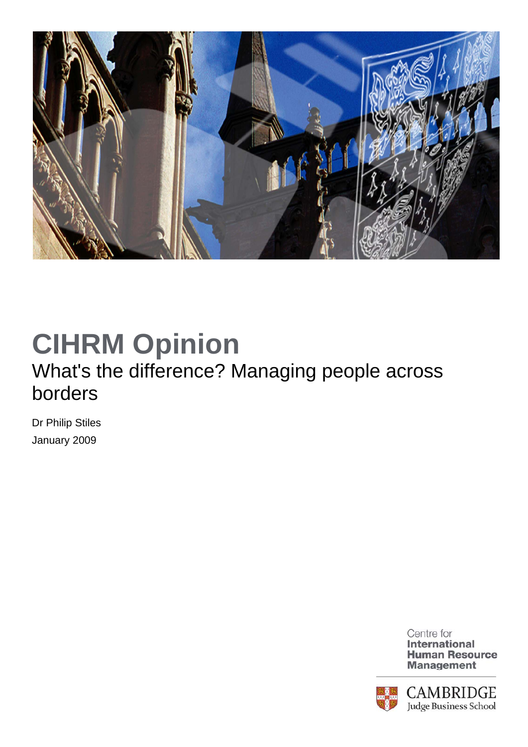# CIHRM Opinion

## What's the difference? Managing people across borders

Dr Philip Stiles

January 2009

Centre for **International Human Resource Management**

CAMBRIDGE Judge Business School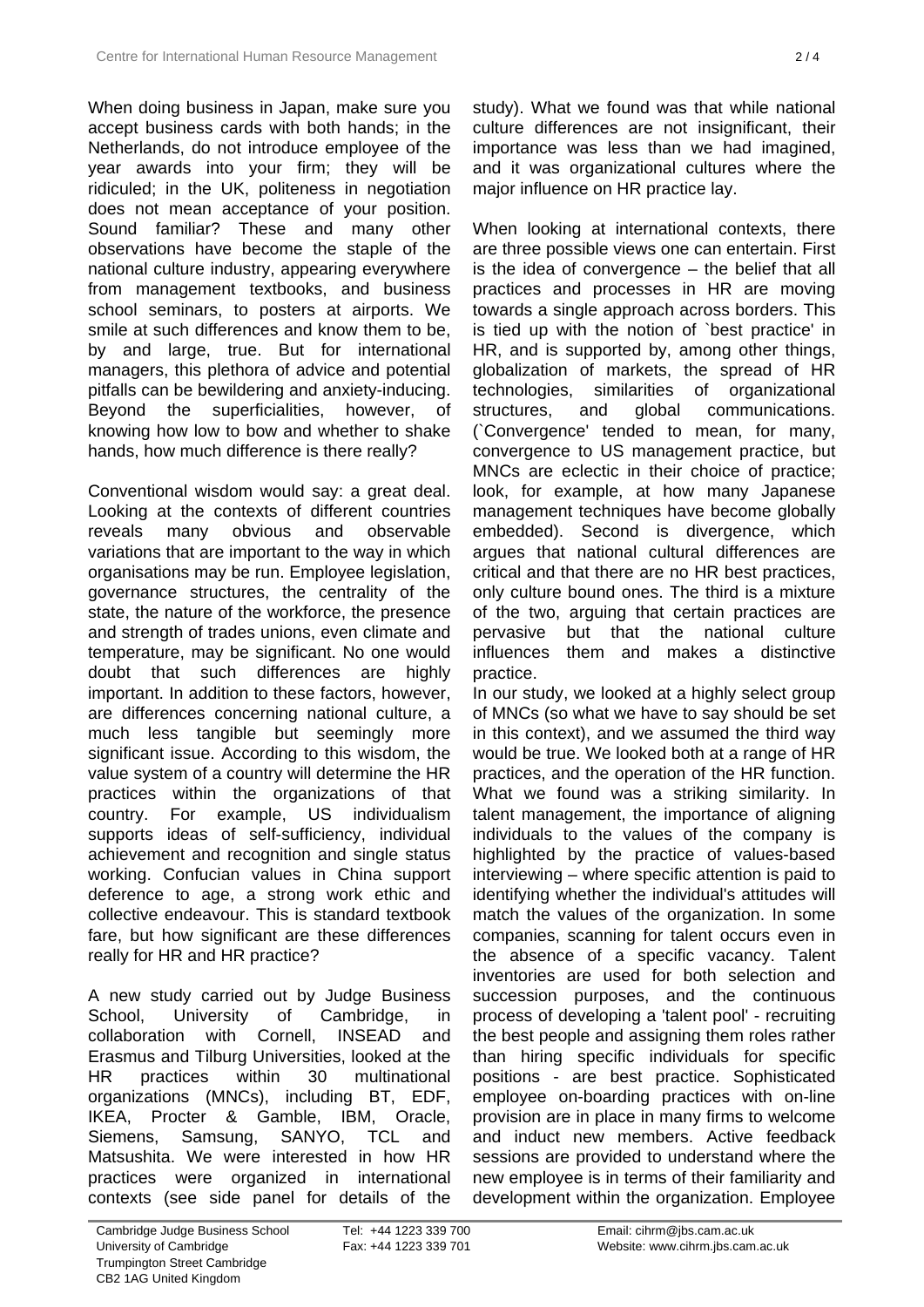When doing business in Japan, make sure you accept business cards with both hands; in the Netherlands, do not introduce employee of the year awards into your firm; they will be ridiculed; in the UK, politeness in negotiation does not mean acceptance of your position. Sound familiar? These and many other observations have become the staple of the national culture industry, appearing everywhere from management textbooks, and business school seminars, to posters at airports. We smile at such differences and know them to be, by and large, true. But for international managers, this plethora of advice and potential pitfalls can be bewildering and anxiety-inducing. Beyond the superficialities, however, of knowing how low to bow and whether to shake hands, how much difference is there really?

Conventional wisdom would say: a great deal. Looking at the contexts of different countries reveals many obvious and observable variations that are important to the way in which organisations may be run. Employee legislation, governance structures, the centrality of the state, the nature of the workforce, the presence and strength of trades unions, even climate and temperature, may be significant. No one would doubt that such differences are highly important. In addition to these factors, however, are differences concerning national culture, a much less tangible but seemingly more significant issue. According to this wisdom, the value system of a country will determine the HR practices within the organizations of that country. For example, US individualism supports ideas of self-sufficiency, individual achievement and recognition and single status working. Confucian values in China support deference to age, a strong work ethic and collective endeavour. This is standard textbook fare, but how significant are these differences really for HR and HR practice?

A new study carried out by Judge Business School, University of Cambridge, in collaboration with Cornell, INSEAD and Erasmus and Tilburg Universities, looked at the HR practices within 30 multinational organizations (MNCs), including BT, EDF, IKEA, Procter & Gamble, IBM, Oracle, Siemens, Samsung, SANYO, TCL and Matsushita. We were interested in how HR practices were organized in international contexts (see side panel for details of the study). What we found was that while national culture differences are not insignificant, their importance was less than we had imagined, and it was organizational cultures where the major influence on HR practice lay.

When looking at international contexts, there are three possible views one can entertain. First is the idea of convergence – the belief that all practices and processes in HR are moving towards a single approach across borders. This is tied up with the notion of `best practice' in HR, and is supported by, among other things, globalization of markets, the spread of HR technologies, similarities of organizational structures, and global communications. (`Convergence' tended to mean, for many, convergence to US management practice, but MNCs are eclectic in their choice of practice; look, for example, at how many Japanese management techniques have become globally embedded). Second is divergence, which argues that national cultural differences are critical and that there are no HR best practices, only culture bound ones. The third is a mixture of the two, arguing that certain practices are pervasive but that the national culture influences them and makes a distinctive practice.

In our study, we looked at a highly select group of MNCs (so what we have to say should be set in this context), and we assumed the third way would be true. We looked both at a range of HR practices, and the operation of the HR function. What we found was a striking similarity. In talent management, the importance of aligning individuals to the values of the company is highlighted by the practice of values-based interviewing – where specific attention is paid to identifying whether the individual's attitudes will match the values of the organization. In some companies, scanning for talent occurs even in the absence of a specific vacancy. Talent inventories are used for both selection and succession purposes, and the continuous process of developing a 'talent pool' - recruiting the best people and assigning them roles rather than hiring specific individuals for specific positions - are best practice. Sophisticated employee on-boarding practices with on-line provision are in place in many firms to welcome and induct new members. Active feedback sessions are provided to understand where the new employee is in terms of their familiarity and development within the organization. Employee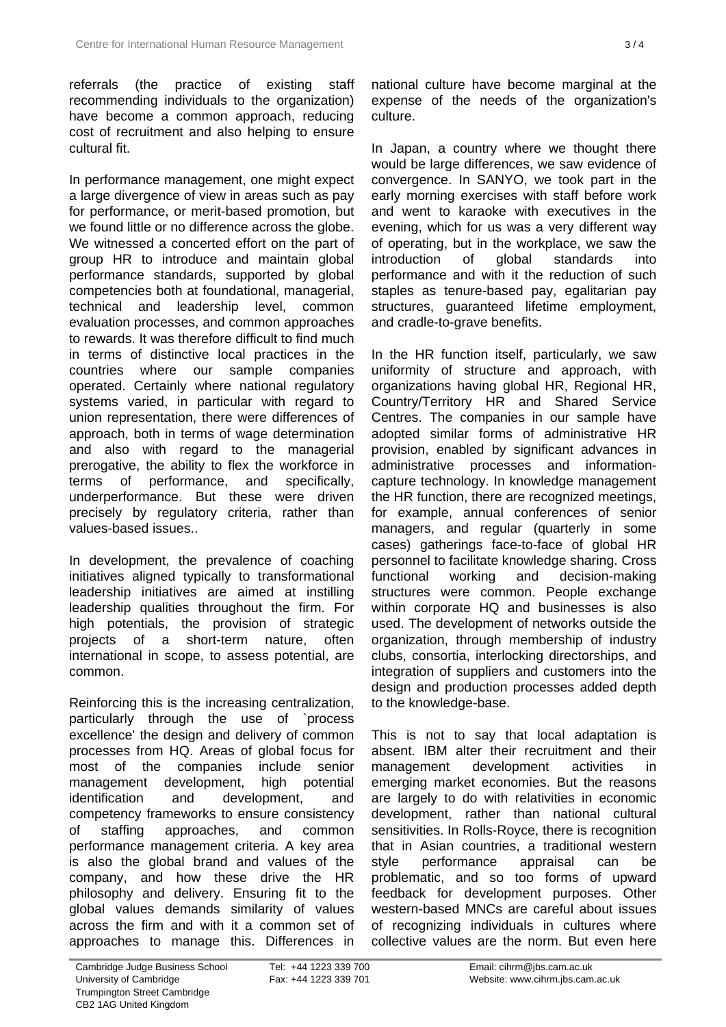referrals (the practice of existing staff recommending individuals to the organization) have become a common approach, reducing cost of recruitment and also helping to ensure cultural fit.

In performance management, one might expect a large divergence of view in areas such as pay for performance, or merit-based promotion, but we found little or no difference across the globe. We witnessed a concerted effort on the part of group HR to introduce and maintain global performance standards, supported by global competencies both at foundational, managerial, technical and leadership level, common evaluation processes, and common approaches to rewards. It was therefore difficult to find much in terms of distinctive local practices in the countries where our sample companies operated. Certainly where national regulatory systems varied, in particular with regard to union representation, there were differences of approach, both in terms of wage determination and also with regard to the managerial prerogative, the ability to flex the workforce in terms of performance, and specifically, underperformance. But these were driven precisely by regulatory criteria, rather than values-based issues..

In development, the prevalence of coaching initiatives aligned typically to transformational leadership initiatives are aimed at instilling leadership qualities throughout the firm. For high potentials, the provision of strategic projects of a short-term nature, often international in scope, to assess potential, are common.

Reinforcing this is the increasing centralization, particularly through the use of `process excellence' the design and delivery of common processes from HQ. Areas of global focus for most of the companies include senior management development, high potential identification and development, and competency frameworks to ensure consistency of staffing approaches, and common performance management criteria. A key area is also the global brand and values of the company, and how these drive the HR philosophy and delivery. Ensuring fit to the global values demands similarity of values across the firm and with it a common set of approaches to manage this. Differences in national culture have become marginal at the expense of the needs of the organization's culture.

In Japan, a country where we thought there would be large differences, we saw evidence of convergence. In SANYO, we took part in the early morning exercises with staff before work and went to karaoke with executives in the evening, which for us was a very different way of operating, but in the workplace, we saw the introduction of global standards into performance and with it the reduction of such staples as tenure-based pay, egalitarian pay structures, guaranteed lifetime employment, and cradle-to-grave benefits.

In the HR function itself, particularly, we saw uniformity of structure and approach, with organizations having global HR, Regional HR, Country/Territory HR and Shared Service Centres. The companies in our sample have adopted similar forms of administrative HR provision, enabled by significant advances in administrative processes and information-capture technology. In knowledge management the HR function, there are recognized meetings, for example, annual conferences of senior managers, and regular (quarterly in some cases) gatherings face-to-face of global HR personnel to facilitate knowledge sharing. Cross functional working and decision-making structures were common. People exchange within corporate HQ and businesses is also used. The development of networks outside the organization, through membership of industry clubs, consortia, interlocking directorships, and integration of suppliers and customers into the design and production processes added depth to the knowledge-base.

This is not to say that local adaptation is absent. IBM alter their recruitment and their management development activities in emerging market economies. But the reasons are largely to do with relativities in economic development, rather than national cultural sensitivities. In Rolls-Royce, there is recognition that in Asian countries, a traditional western style performance appraisal can be problematic, and so too forms of upward feedback for development purposes. Other western-based MNCs are careful about issues of recognizing individuals in cultures where collective values are the norm. But even here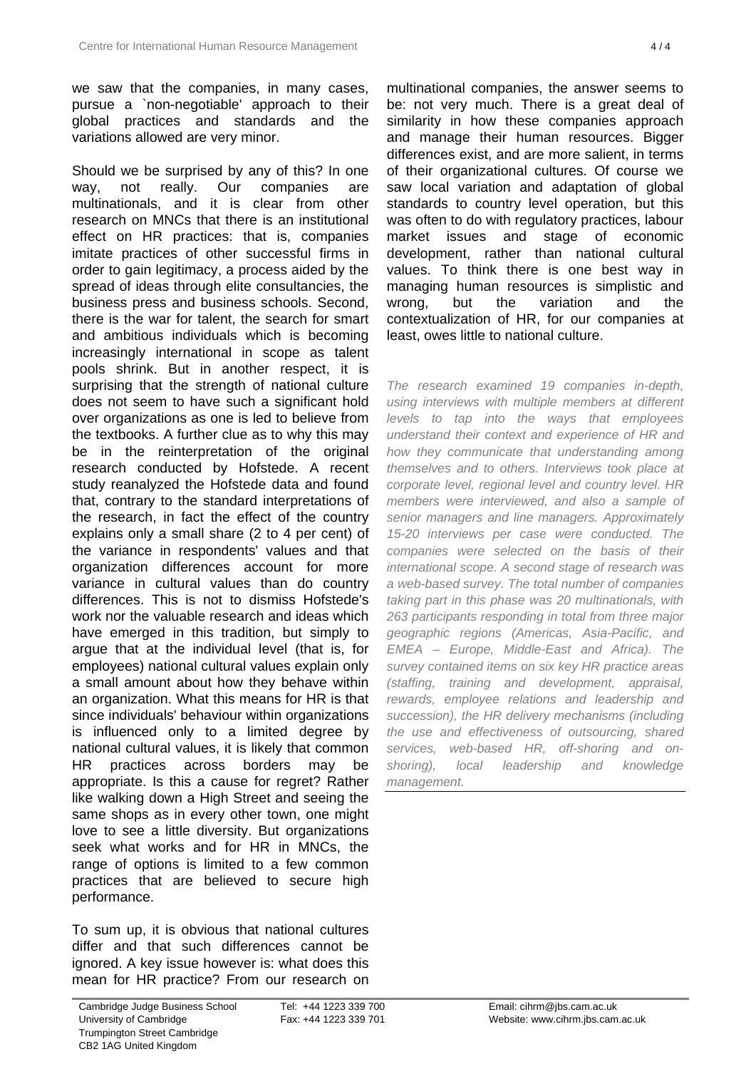we saw that the companies, in many cases, pursue a `non-negotiable' approach to their global practices and standards and the variations allowed are very minor.

Should we be surprised by any of this? In one way, not really. Our companies are multinationals, and it is clear from other research on MNCs that there is an institutional effect on HR practices: that is, companies imitate practices of other successful firms in order to gain legitimacy, a process aided by the spread of ideas through elite consultancies, the business press and business schools. Second, there is the war for talent, the search for smart and ambitious individuals which is becoming increasingly international in scope as talent pools shrink. But in another respect, it is surprising that the strength of national culture does not seem to have such a significant hold over organizations as one is led to believe from the textbooks. A further clue as to why this may be in the reinterpretation of the original research conducted by Hofstede. A recent study reanalyzed the Hofstede data and found that, contrary to the standard interpretations of the research, in fact the effect of the country explains only a small share (2 to 4 per cent) of the variance in respondents' values and that organization differences account for more variance in cultural values than do country differences. This is not to dismiss Hofstede's work nor the valuable research and ideas which have emerged in this tradition, but simply to argue that at the individual level (that is, for employees) national cultural values explain only a small amount about how they behave within an organization. What this means for HR is that since individuals' behaviour within organizations is influenced only to a limited degree by national cultural values, it is likely that common HR practices across borders may be appropriate. Is this a cause for regret? Rather like walking down a High Street and seeing the same shops as in every other town, one might love to see a little diversity. But organizations seek what works and for HR in MNCs, the range of options is limited to a few common practices that are believed to secure high performance.

To sum up, it is obvious that national cultures differ and that such differences cannot be ignored. A key issue however is: what does this mean for HR practice? From our research on multinational companies, the answer seems to be: not very much. There is a great deal of similarity in how these companies approach and manage their human resources. Bigger differences exist, and are more salient, in terms of their organizational cultures. Of course we saw local variation and adaptation of global standards to country level operation, but this was often to do with regulatory practices, labour market issues and stage of economic development, rather than national cultural values. To think there is one best way in managing human resources is simplistic and wrong, but the variation and the contextualization of HR, for our companies at least, owes little to national culture.

*The research examined 19 companies in-depth, using interviews with multiple members at different levels to tap into the ways that employees understand their context and experience of HR and how they communicate that understanding among themselves and to others. Interviews took place at corporate level, regional level and country level. HR members were interviewed, and also a sample of senior managers and line managers. Approximately 15-20 interviews per case were conducted. The companies were selected on the basis of their international scope. A second stage of research was a web-based survey. The total number of companies taking part in this phase was 20 multinationals, with 263 participants responding in total from three major geographic regions (Americas, Asia-Pacific, and EMEA – Europe, Middle-East and Africa). The survey contained items on six key HR practice areas (staffing, training and development, appraisal, rewards, employee relations and leadership and succession), the HR delivery mechanisms (including the use and effectiveness of outsourcing, shared services, web-based HR, off-shoring and on-shoring), local leadership and knowledge management.*